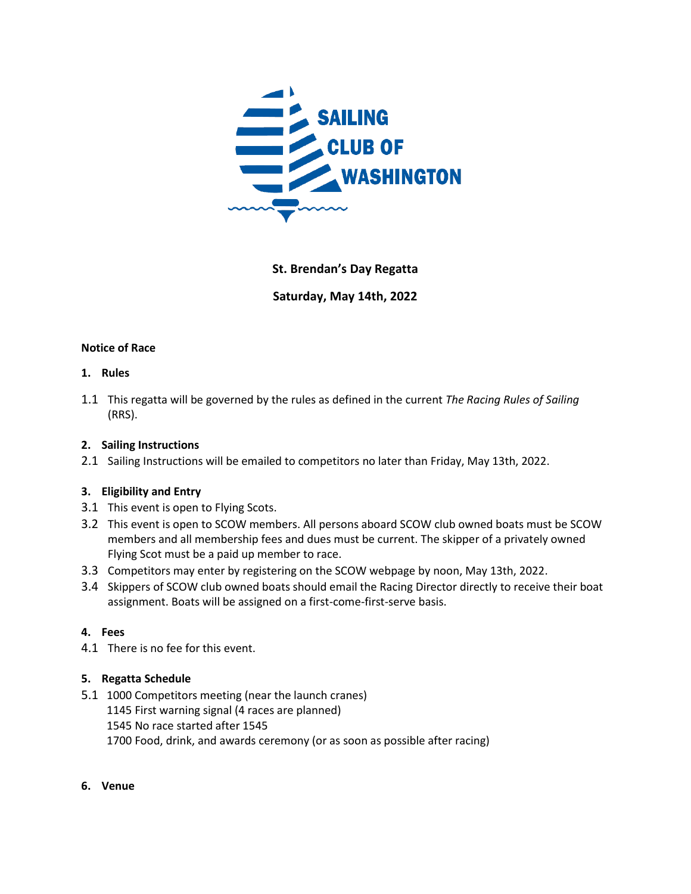SAILING CLUB OF WASHINGTON

**St. Brendan's Day Regatta**

**Saturday, May 14th, 2022**

**Notice of Race**

**1. Rules**

1.1 This regatta will be governed by the rules as defined in the current *The Racing Rules of Sailing* (RRS).

**2. Sailing Instructions**

2.1 Sailing Instructions will be emailed to competitors no later than Friday, May 13th, 2022.

**3. Eligibility and Entry**

3.1 This event is open to Flying Scots.

3.2 This event is open to SCOW members. All persons aboard SCOW club owned boats must be SCOW members and all membership fees and dues must be current. The skipper of a privately owned Flying Scot must be a paid up member to race.

3.3 Competitors may enter by registering on the SCOW webpage by noon, May 13th, 2022.

3.4 Skippers of SCOW club owned boats should email the Racing Director directly to receive their boat assignment. Boats will be assigned on a first-come-first-serve basis.

**4. Fees**

4.1 There is no fee for this event.

**5. Regatta Schedule**

5.1 1000 Competitors meeting (near the launch cranes)
1145 First warning signal (4 races are planned)
1545 No race started after 1545
1700 Food, drink, and awards ceremony (or as soon as possible after racing)

**6. Venue**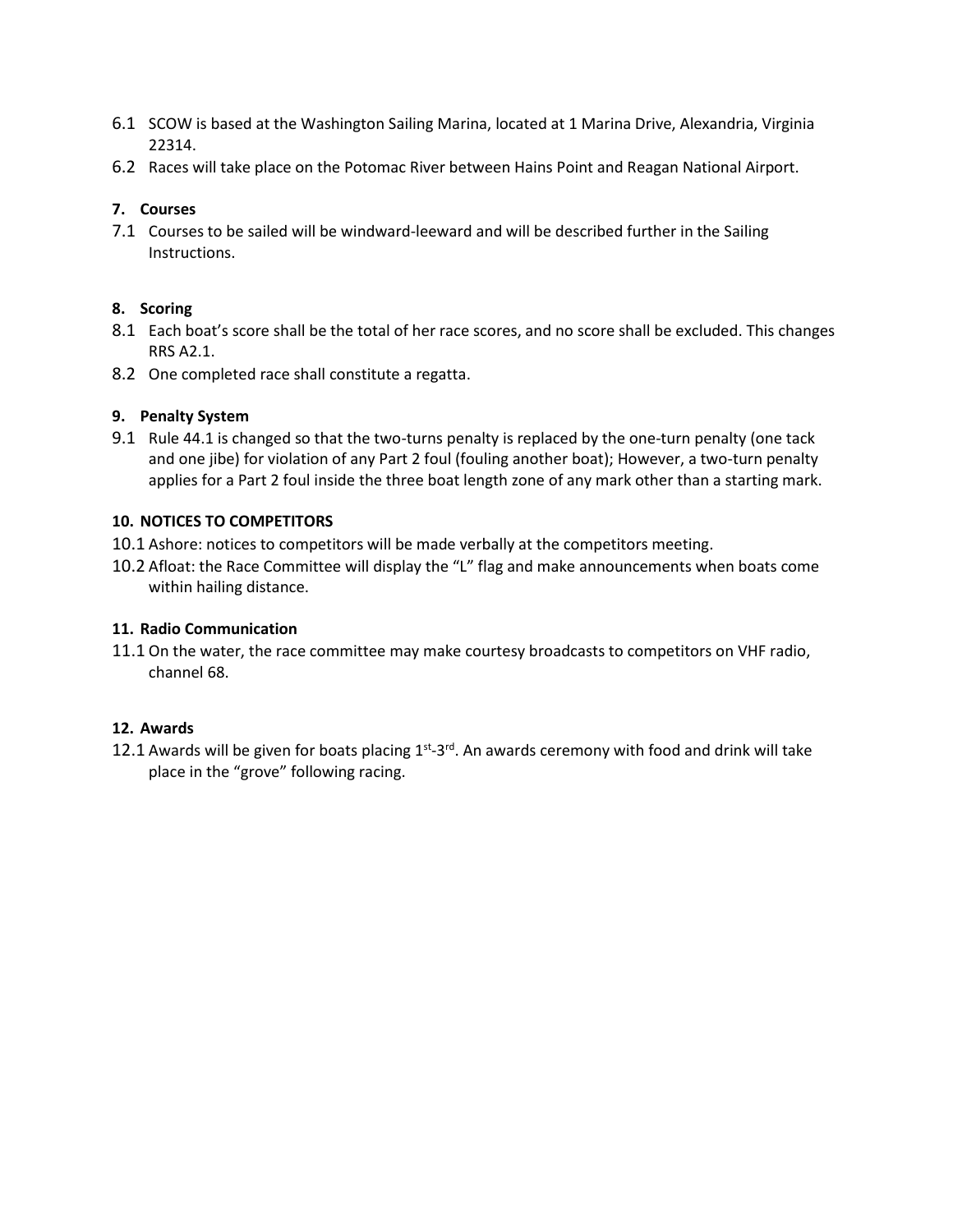6.1 SCOW is based at the Washington Sailing Marina, located at 1 Marina Drive, Alexandria, Virginia 22314.

6.2 Races will take place on the Potomac River between Hains Point and Reagan National Airport.

**7. Courses**

7.1 Courses to be sailed will be windward-leeward and will be described further in the Sailing Instructions.

**8. Scoring**

8.1 Each boat's score shall be the total of her race scores, and no score shall be excluded. This changes RRS A2.1.

8.2 One completed race shall constitute a regatta.

**9. Penalty System**

9.1 Rule 44.1 is changed so that the two-turns penalty is replaced by the one-turn penalty (one tack and one jibe) for violation of any Part 2 foul (fouling another boat); However, a two-turn penalty applies for a Part 2 foul inside the three boat length zone of any mark other than a starting mark.

**10. NOTICES TO COMPETITORS**

10.1 Ashore: notices to competitors will be made verbally at the competitors meeting.

10.2 Afloat: the Race Committee will display the "L" flag and make announcements when boats come within hailing distance.

**11. Radio Communication**

11.1 On the water, the race committee may make courtesy broadcasts to competitors on VHF radio, channel 68.

**12. Awards**

12.1 Awards will be given for boats placing 1st-3rd. An awards ceremony with food and drink will take place in the "grove" following racing.